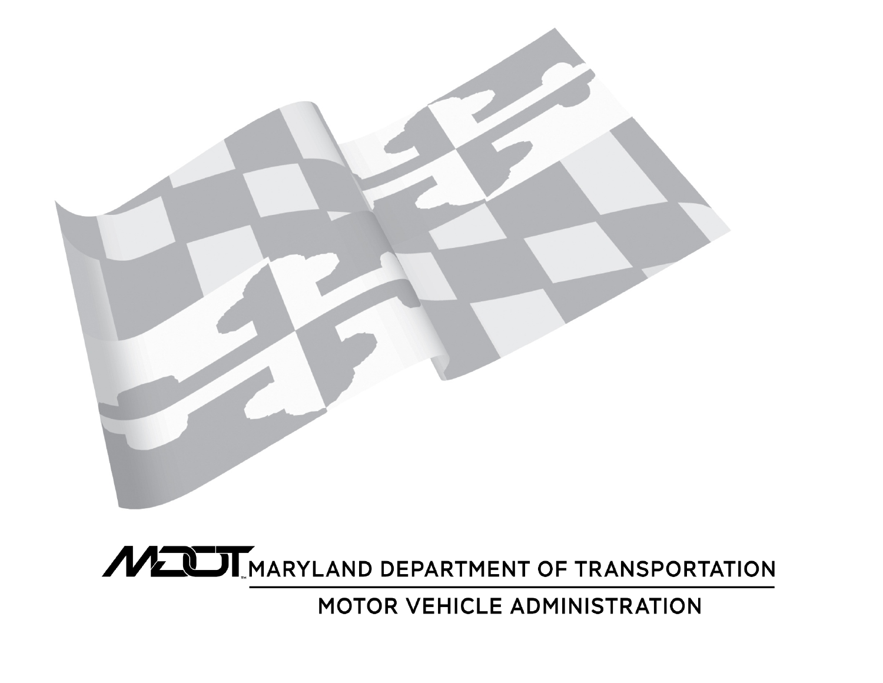MDOT™ MARYLAND DEPARTMENT OF TRANSPORTATION

MOTOR VEHICLE ADMINISTRATION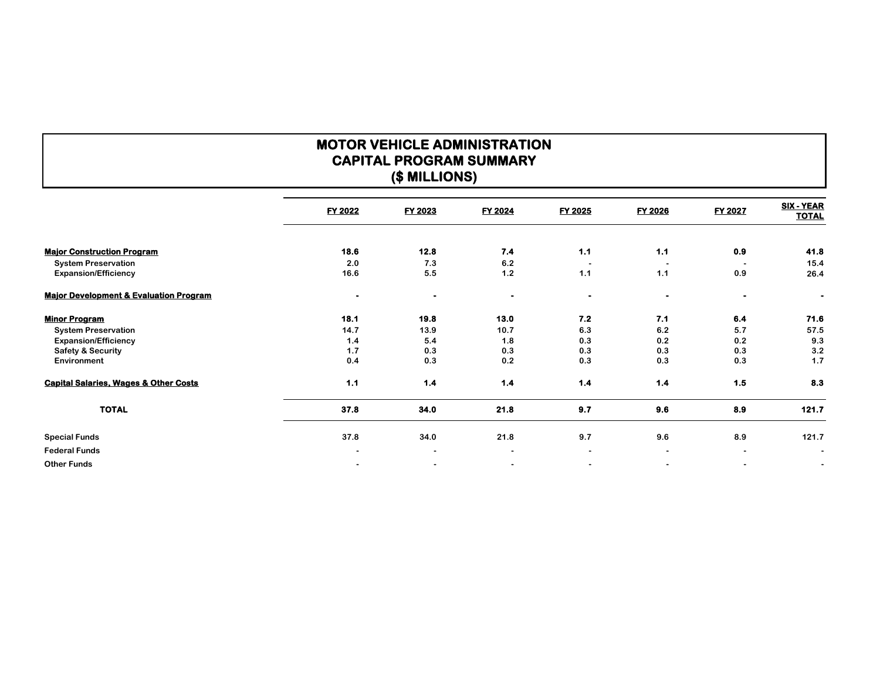# MOTOR VEHICLE ADMINISTRATION
## CAPITAL PROGRAM SUMMARY
## ($ MILLIONS)

| | FY 2022 | FY 2023 | FY 2024 | FY 2025 | FY 2026 | FY 2027 | SIX - YEAR TOTAL |
|---|---|---|---|---|---|---|---|
| **Major Construction Program** | **18.6** | **12.8** | **7.4** | **1.1** | **1.1** | **0.9** | **41.8** |
| System Preservation | 2.0 | 7.3 | 6.2 | - | - | - | 15.4 |
| Expansion/Efficiency | 16.6 | 5.5 | 1.2 | 1.1 | 1.1 | 0.9 | 26.4 |
| **Major Development & Evaluation Program** | - | - | - | - | - | - | - |
| **Minor Program** | **18.1** | **19.8** | **13.0** | **7.2** | **7.1** | **6.4** | **71.6** |
| System Preservation | 14.7 | 13.9 | 10.7 | 6.3 | 6.2 | 5.7 | 57.5 |
| Expansion/Efficiency | 1.4 | 5.4 | 1.8 | 0.3 | 0.2 | 0.2 | 9.3 |
| Safety & Security | 1.7 | 0.3 | 0.3 | 0.3 | 0.3 | 0.3 | 3.2 |
| Environment | 0.4 | 0.3 | 0.2 | 0.3 | 0.3 | 0.3 | 1.7 |
| **Capital Salaries, Wages & Other Costs** | **1.1** | **1.4** | **1.4** | **1.4** | **1.4** | **1.5** | **8.3** |
| **TOTAL** | **37.8** | **34.0** | **21.8** | **9.7** | **9.6** | **8.9** | **121.7** |
| Special Funds | 37.8 | 34.0 | 21.8 | 9.7 | 9.6 | 8.9 | 121.7 |
| Federal Funds | - | - | - | - | - | - | - |
| Other Funds | - | - | - | - | - | - | - |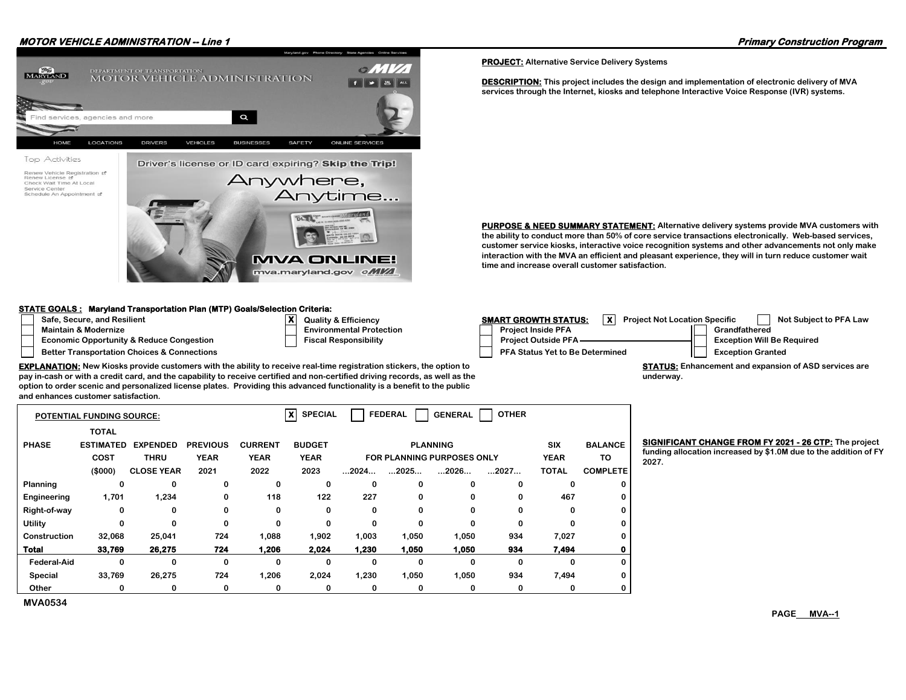**MOTOR VEHICLE ADMINISTRATION -- Line 1**

**Primary Construction Program**

**PROJECT:** Alternative Service Delivery Systems

**DESCRIPTION:** This project includes the design and implementation of electronic delivery of MVA services through the Internet, kiosks and telephone Interactive Voice Response (IVR) systems.

**PURPOSE & NEED SUMMARY STATEMENT:** Alternative delivery systems provide MVA customers with the ability to conduct more than 50% of core service transactions electronically. Web-based services, customer service kiosks, interactive voice recognition systems and other advancements not only make interaction with the MVA an efficient and pleasant experience, they will in turn reduce customer wait time and increase overall customer satisfaction.

**STATE GOALS : Maryland Transportation Plan (MTP) Goals/Selection Criteria:**

- [ ] Safe, Secure, and Resilient
- [ ] Maintain & Modernize
- [ ] Economic Opportunity & Reduce Congestion
- [ ] Better Transportation Choices & Connections
- [X] Quality & Efficiency
- [ ] Environmental Protection
- [ ] Fiscal Responsibility

**SMART GROWTH STATUS:** [X] Project Not Location Specific [ ] Not Subject to PFA Law

- [ ] Project Inside PFA
- [ ] Project Outside PFA
- [ ] PFA Status Yet to Be Determined
- [ ] Grandfathered
- [ ] Exception Will Be Required
- [ ] Exception Granted

**EXPLANATION:** New Kiosks provide customers with the ability to receive real-time registration stickers, the option to pay in-cash or with a credit card, and the capability to receive certified and non-certified driving records, as well as the option to order scenic and personalized license plates. Providing this advanced functionality is a benefit to the public and enhances customer satisfaction.

**STATUS:** Enhancement and expansion of ASD services are underway.

**POTENTIAL FUNDING SOURCE:** [X] SPECIAL [ ] FEDERAL [ ] GENERAL [ ] OTHER

| PHASE | TOTAL ESTIMATED COST ($000) | EXPENDED THRU CLOSE YEAR | PREVIOUS YEAR 2021 | CURRENT YEAR 2022 | BUDGET YEAR 2023 | PLANNING FOR PLANNING PURPOSES ONLY ...2024... | ...2025... | ...2026... | ...2027... | SIX YEAR TOTAL | BALANCE TO COMPLETE |
|---|---|---|---|---|---|---|---|---|---|---|---|
| Planning | 0 | 0 | 0 | 0 | 0 | 0 | 0 | 0 | 0 | 0 | 0 |
| Engineering | 1,701 | 1,234 | 0 | 118 | 122 | 227 | 0 | 0 | 0 | 467 | 0 |
| Right-of-way | 0 | 0 | 0 | 0 | 0 | 0 | 0 | 0 | 0 | 0 | 0 |
| Utility | 0 | 0 | 0 | 0 | 0 | 0 | 0 | 0 | 0 | 0 | 0 |
| Construction | 32,068 | 25,041 | 724 | 1,088 | 1,902 | 1,003 | 1,050 | 1,050 | 934 | 7,027 | 0 |
| **Total** | **33,769** | **26,275** | **724** | **1,206** | **2,024** | **1,230** | **1,050** | **1,050** | **934** | **7,494** | **0** |
| Federal-Aid | 0 | 0 | 0 | 0 | 0 | 0 | 0 | 0 | 0 | 0 | 0 |
| Special | 33,769 | 26,275 | 724 | 1,206 | 2,024 | 1,230 | 1,050 | 1,050 | 934 | 7,494 | 0 |
| Other | 0 | 0 | 0 | 0 | 0 | 0 | 0 | 0 | 0 | 0 | 0 |

**SIGNIFICANT CHANGE FROM FY 2021 - 26 CTP:** The project funding allocation increased by $1.0M due to the addition of FY 2027.

MVA0534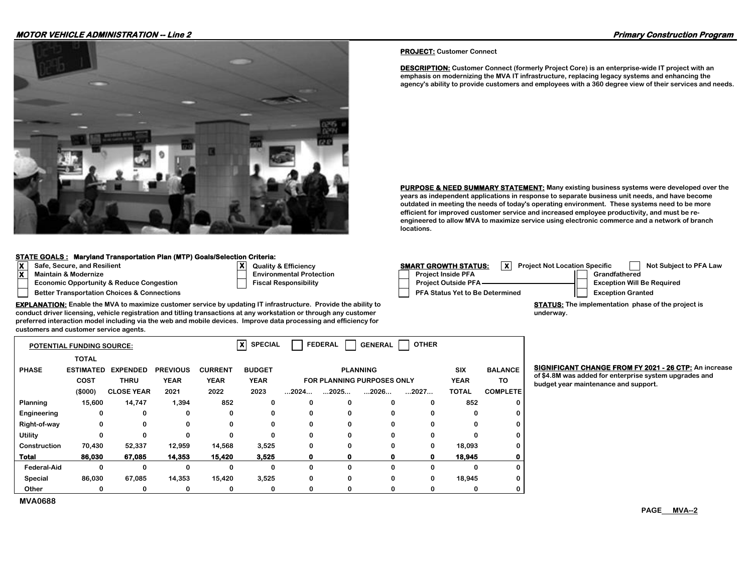**MOTOR VEHICLE ADMINISTRATION -- Line 2**

**Primary Construction Program**

**PROJECT:** Customer Connect

**DESCRIPTION:** Customer Connect (formerly Project Core) is an enterprise-wide IT project with an emphasis on modernizing the MVA IT infrastructure, replacing legacy systems and enhancing the agency's ability to provide customers and employees with a 360 degree view of their services and needs.

**PURPOSE & NEED SUMMARY STATEMENT:** Many existing business systems were developed over the years as independent applications in response to separate business unit needs, and have become outdated in meeting the needs of today's operating environment. These systems need to be more efficient for improved customer service and increased employee productivity, and must be re-engineered to allow MVA to maximize service using electronic commerce and a network of branch locations.

**STATE GOALS : Maryland Transportation Plan (MTP) Goals/Selection Criteria:**

- [X] Safe, Secure, and Resilient
- [X] Maintain & Modernize
- [ ] Economic Opportunity & Reduce Congestion
- [ ] Better Transportation Choices & Connections
- [X] Quality & Efficiency
- [ ] Environmental Protection
- [ ] Fiscal Responsibility

**SMART GROWTH STATUS:**

- [X] Project Not Location Specific
- [ ] Not Subject to PFA Law
- [ ] Project Inside PFA
- [ ] Grandfathered
- [ ] Project Outside PFA
- [ ] Exception Will Be Required
- [ ] PFA Status Yet to Be Determined
- [ ] Exception Granted

**EXPLANATION:** Enable the MVA to maximize customer service by updating IT infrastructure. Provide the ability to conduct driver licensing, vehicle registration and titling transactions at any workstation or through any customer preferred interaction model including via the web and mobile devices. Improve data processing and efficiency for customers and customer service agents.

**STATUS:** The implementation phase of the project is underway.

**POTENTIAL FUNDING SOURCE:** [X] SPECIAL [ ] FEDERAL [ ] GENERAL [ ] OTHER

| PHASE | TOTAL ESTIMATED COST ($000) | EXPENDED THRU CLOSE YEAR | PREVIOUS YEAR 2021 | CURRENT YEAR 2022 | BUDGET YEAR 2023 | PLANNING FOR PLANNING PURPOSES ONLY ...2024... | ...2025... | ...2026... | ...2027... | SIX YEAR TOTAL | BALANCE TO COMPLETE |
|---|---|---|---|---|---|---|---|---|---|---|---|
| Planning | 15,600 | 14,747 | 1,394 | 852 | 0 | 0 | 0 | 0 | 0 | 852 | 0 |
| Engineering | 0 | 0 | 0 | 0 | 0 | 0 | 0 | 0 | 0 | 0 | 0 |
| Right-of-way | 0 | 0 | 0 | 0 | 0 | 0 | 0 | 0 | 0 | 0 | 0 |
| Utility | 0 | 0 | 0 | 0 | 0 | 0 | 0 | 0 | 0 | 0 | 0 |
| Construction | 70,430 | 52,337 | 12,959 | 14,568 | 3,525 | 0 | 0 | 0 | 0 | 18,093 | 0 |
| **Total** | **86,030** | **67,085** | **14,353** | **15,420** | **3,525** | **0** | **0** | **0** | **0** | **18,945** | **0** |
| Federal-Aid | 0 | 0 | 0 | 0 | 0 | 0 | 0 | 0 | 0 | 0 | 0 |
| Special | 86,030 | 67,085 | 14,353 | 15,420 | 3,525 | 0 | 0 | 0 | 0 | 18,945 | 0 |
| Other | 0 | 0 | 0 | 0 | 0 | 0 | 0 | 0 | 0 | 0 | 0 |

**SIGNIFICANT CHANGE FROM FY 2021 - 26 CTP:** An increase of $4.8M was added for enterprise system upgrades and budget year maintenance and support.

MVA0688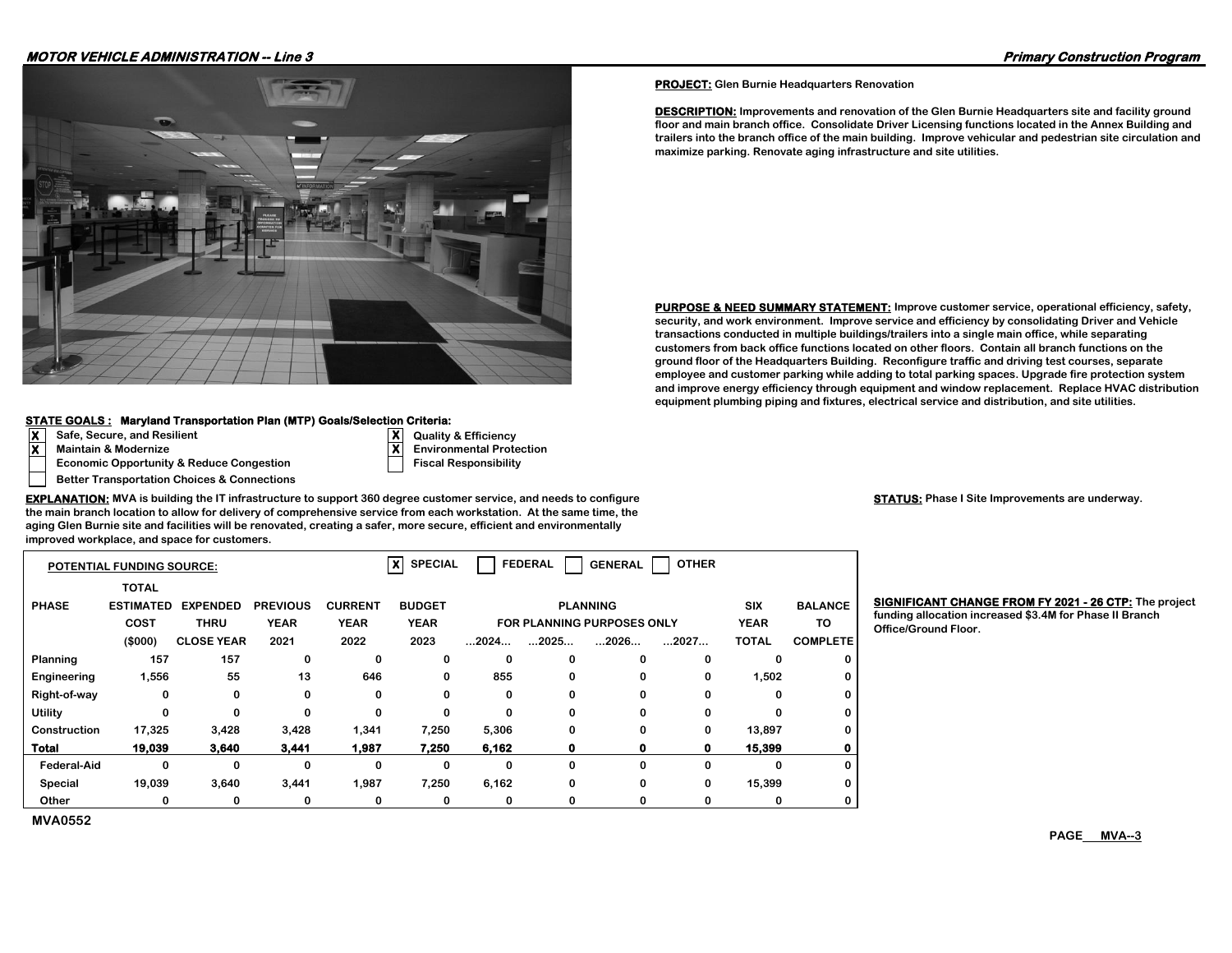**MOTOR VEHICLE ADMINISTRATION -- Line 3**

**Primary Construction Program**

**PROJECT:** Glen Burnie Headquarters Renovation

**DESCRIPTION:** Improvements and renovation of the Glen Burnie Headquarters site and facility ground floor and main branch office. Consolidate Driver Licensing functions located in the Annex Building and trailers into the branch office of the main building. Improve vehicular and pedestrian site circulation and maximize parking. Renovate aging infrastructure and site utilities.

**PURPOSE & NEED SUMMARY STATEMENT:** Improve customer service, operational efficiency, safety, security, and work environment. Improve service and efficiency by consolidating Driver and Vehicle transactions conducted in multiple buildings/trailers into a single main office, while separating customers from back office functions located on other floors. Contain all branch functions on the ground floor of the Headquarters Building. Reconfigure traffic and driving test courses, separate employee and customer parking while adding to total parking spaces. Upgrade fire protection system and improve energy efficiency through equipment and window replacement. Replace HVAC distribution equipment plumbing piping and fixtures, electrical service and distribution, and site utilities.

**STATE GOALS : Maryland Transportation Plan (MTP) Goals/Selection Criteria:**

- [X] Safe, Secure, and Resilient
- [X] Maintain & Modernize
- [ ] Economic Opportunity & Reduce Congestion
- [ ] Better Transportation Choices & Connections
- [X] Quality & Efficiency
- [X] Environmental Protection
- [ ] Fiscal Responsibility

**EXPLANATION:** MVA is building the IT infrastructure to support 360 degree customer service, and needs to configure the main branch location to allow for delivery of comprehensive service from each workstation. At the same time, the aging Glen Burnie site and facilities will be renovated, creating a safer, more secure, efficient and environmentally improved workplace, and space for customers.

**STATUS:** Phase I Site Improvements are underway.

**POTENTIAL FUNDING SOURCE:** [X] SPECIAL [ ] FEDERAL [ ] GENERAL [ ] OTHER

| PHASE | TOTAL ESTIMATED COST ($000) | EXPENDED THRU CLOSE YEAR | PREVIOUS YEAR 2021 | CURRENT YEAR 2022 | BUDGET YEAR 2023 | PLANNING FOR PLANNING PURPOSES ONLY ...2024... | ...2025... | ...2026... | ...2027... | SIX YEAR TOTAL | BALANCE TO COMPLETE |
|---|---|---|---|---|---|---|---|---|---|---|---|
| Planning | 157 | 157 | 0 | 0 | 0 | 0 | 0 | 0 | 0 | 0 | 0 |
| Engineering | 1,556 | 55 | 13 | 646 | 0 | 855 | 0 | 0 | 0 | 1,502 | 0 |
| Right-of-way | 0 | 0 | 0 | 0 | 0 | 0 | 0 | 0 | 0 | 0 | 0 |
| Utility | 0 | 0 | 0 | 0 | 0 | 0 | 0 | 0 | 0 | 0 | 0 |
| Construction | 17,325 | 3,428 | 3,428 | 1,341 | 7,250 | 5,306 | 0 | 0 | 0 | 13,897 | 0 |
| **Total** | **19,039** | **3,640** | **3,441** | **1,987** | **7,250** | **6,162** | **0** | **0** | **0** | **15,399** | **0** |
| Federal-Aid | 0 | 0 | 0 | 0 | 0 | 0 | 0 | 0 | 0 | 0 | 0 |
| Special | 19,039 | 3,640 | 3,441 | 1,987 | 7,250 | 6,162 | 0 | 0 | 0 | 15,399 | 0 |
| Other | 0 | 0 | 0 | 0 | 0 | 0 | 0 | 0 | 0 | 0 | 0 |

**SIGNIFICANT CHANGE FROM FY 2021 - 26 CTP:** The project funding allocation increased $3.4M for Phase II Branch Office/Ground Floor.

MVA0552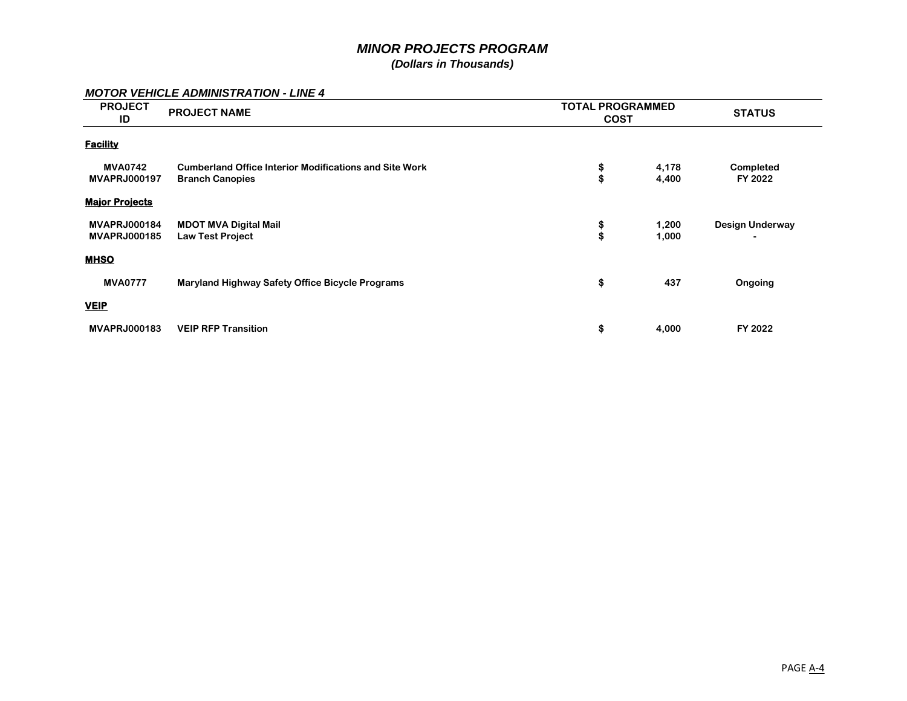# *MINOR PROJECTS PROGRAM*

## *(Dollars in Thousands)*

### *MOTOR VEHICLE ADMINISTRATION - LINE 4*

| PROJECT ID | PROJECT NAME | TOTAL PROGRAMMED COST | STATUS |
|---|---|---|---|
| **Facility** | | | |
| **MVA0742** | **Cumberland Office Interior Modifications and Site Work** | **$ 4,178** | **Completed** |
| **MVAPRJ000197** | **Branch Canopies** | **$ 4,400** | **FY 2022** |
| **Major Projects** | | | |
| **MVAPRJ000184** | **MDOT MVA Digital Mail** | **$ 1,200** | **Design Underway** |
| **MVAPRJ000185** | **Law Test Project** | **$ 1,000** | **-** |
| **MHSO** | | | |
| **MVA0777** | **Maryland Highway Safety Office Bicycle Programs** | **$ 437** | **Ongoing** |
| **VEIP** | | | |
| **MVAPRJ000183** | **VEIP RFP Transition** | **$ 4,000** | **FY 2022** |